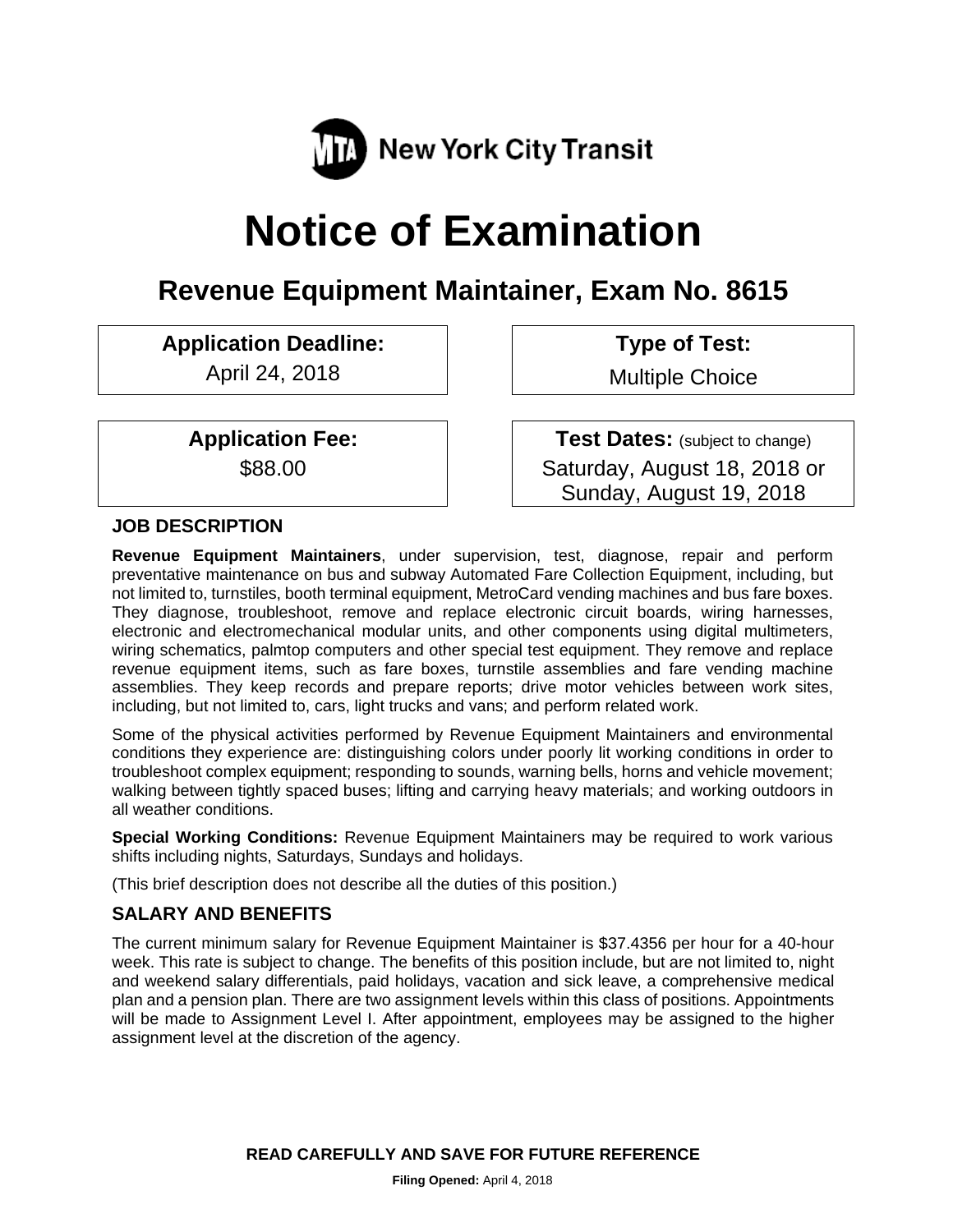New York City Transit

# Notice of Examination

## Revenue Equipment Maintainer, Exam No. 8615

**Application Deadline:**
April 24, 2018

**Type of Test:**
Multiple Choice

**Application Fee:**
$88.00

**Test Dates:** (subject to change)
Saturday, August 18, 2018 or
Sunday, August 19, 2018

### JOB DESCRIPTION

**Revenue Equipment Maintainers**, under supervision, test, diagnose, repair and perform preventative maintenance on bus and subway Automated Fare Collection Equipment, including, but not limited to, turnstiles, booth terminal equipment, MetroCard vending machines and bus fare boxes. They diagnose, troubleshoot, remove and replace electronic circuit boards, wiring harnesses, electronic and electromechanical modular units, and other components using digital multimeters, wiring schematics, palmtop computers and other special test equipment. They remove and replace revenue equipment items, such as fare boxes, turnstile assemblies and fare vending machine assemblies. They keep records and prepare reports; drive motor vehicles between work sites, including, but not limited to, cars, light trucks and vans; and perform related work.

Some of the physical activities performed by Revenue Equipment Maintainers and environmental conditions they experience are: distinguishing colors under poorly lit working conditions in order to troubleshoot complex equipment; responding to sounds, warning bells, horns and vehicle movement; walking between tightly spaced buses; lifting and carrying heavy materials; and working outdoors in all weather conditions.

**Special Working Conditions:** Revenue Equipment Maintainers may be required to work various shifts including nights, Saturdays, Sundays and holidays.

(This brief description does not describe all the duties of this position.)

### SALARY AND BENEFITS

The current minimum salary for Revenue Equipment Maintainer is $37.4356 per hour for a 40-hour week. This rate is subject to change. The benefits of this position include, but are not limited to, night and weekend salary differentials, paid holidays, vacation and sick leave, a comprehensive medical plan and a pension plan. There are two assignment levels within this class of positions. Appointments will be made to Assignment Level I. After appointment, employees may be assigned to the higher assignment level at the discretion of the agency.

**READ CAREFULLY AND SAVE FOR FUTURE REFERENCE**

**Filing Opened:** April 4, 2018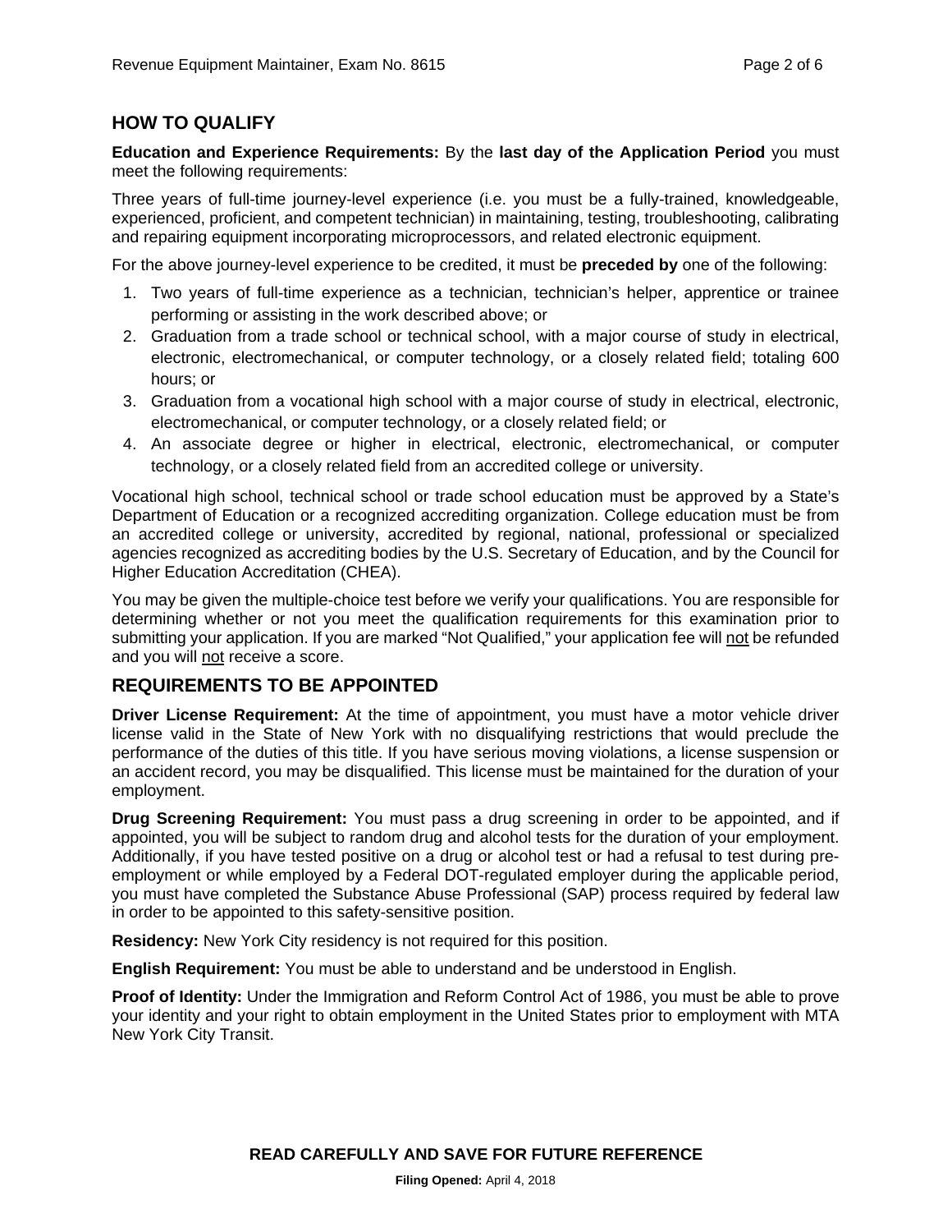## HOW TO QUALIFY

**Education and Experience Requirements:** By the **last day of the Application Period** you must meet the following requirements:

Three years of full-time journey-level experience (i.e. you must be a fully-trained, knowledgeable, experienced, proficient, and competent technician) in maintaining, testing, troubleshooting, calibrating and repairing equipment incorporating microprocessors, and related electronic equipment.

For the above journey-level experience to be credited, it must be **preceded by** one of the following:

1. Two years of full-time experience as a technician, technician's helper, apprentice or trainee performing or assisting in the work described above; or
2. Graduation from a trade school or technical school, with a major course of study in electrical, electronic, electromechanical, or computer technology, or a closely related field; totaling 600 hours; or
3. Graduation from a vocational high school with a major course of study in electrical, electronic, electromechanical, or computer technology, or a closely related field; or
4. An associate degree or higher in electrical, electronic, electromechanical, or computer technology, or a closely related field from an accredited college or university.

Vocational high school, technical school or trade school education must be approved by a State's Department of Education or a recognized accrediting organization. College education must be from an accredited college or university, accredited by regional, national, professional or specialized agencies recognized as accrediting bodies by the U.S. Secretary of Education, and by the Council for Higher Education Accreditation (CHEA).

You may be given the multiple-choice test before we verify your qualifications. You are responsible for determining whether or not you meet the qualification requirements for this examination prior to submitting your application. If you are marked "Not Qualified," your application fee will not be refunded and you will not receive a score.

## REQUIREMENTS TO BE APPOINTED

**Driver License Requirement:** At the time of appointment, you must have a motor vehicle driver license valid in the State of New York with no disqualifying restrictions that would preclude the performance of the duties of this title. If you have serious moving violations, a license suspension or an accident record, you may be disqualified. This license must be maintained for the duration of your employment.

**Drug Screening Requirement:** You must pass a drug screening in order to be appointed, and if appointed, you will be subject to random drug and alcohol tests for the duration of your employment. Additionally, if you have tested positive on a drug or alcohol test or had a refusal to test during pre-employment or while employed by a Federal DOT-regulated employer during the applicable period, you must have completed the Substance Abuse Professional (SAP) process required by federal law in order to be appointed to this safety-sensitive position.

**Residency:** New York City residency is not required for this position.

**English Requirement:** You must be able to understand and be understood in English.

**Proof of Identity:** Under the Immigration and Reform Control Act of 1986, you must be able to prove your identity and your right to obtain employment in the United States prior to employment with MTA New York City Transit.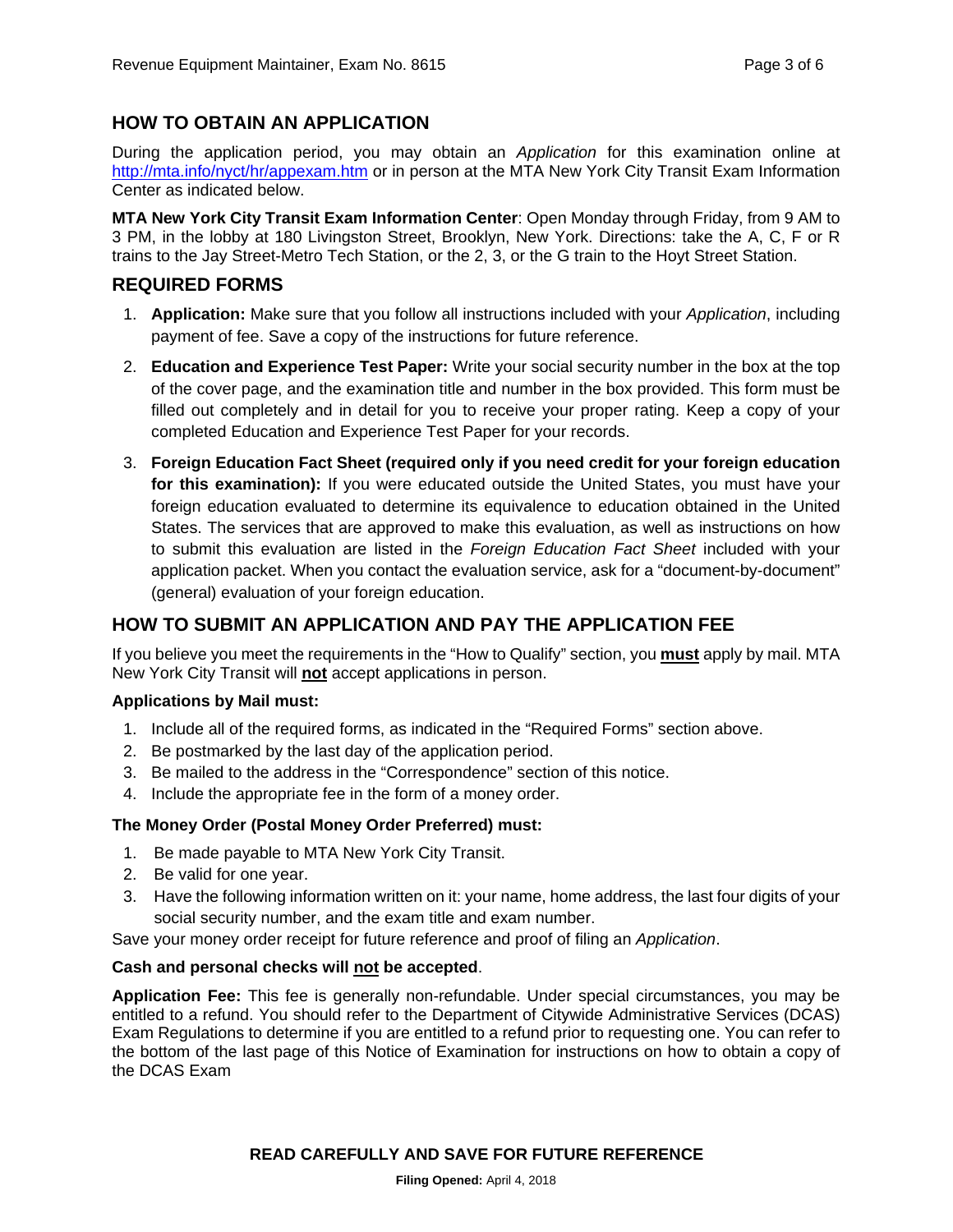## HOW TO OBTAIN AN APPLICATION

During the application period, you may obtain an *Application* for this examination online at [http://mta.info/nyct/hr/appexam.htm](http://mta.info/nyct/hr/appexam.htm) or in person at the MTA New York City Transit Exam Information Center as indicated below.

**MTA New York City Transit Exam Information Center**: Open Monday through Friday, from 9 AM to 3 PM, in the lobby at 180 Livingston Street, Brooklyn, New York. Directions: take the A, C, F or R trains to the Jay Street-Metro Tech Station, or the 2, 3, or the G train to the Hoyt Street Station.

## REQUIRED FORMS

1. **Application:** Make sure that you follow all instructions included with your *Application*, including payment of fee. Save a copy of the instructions for future reference.
2. **Education and Experience Test Paper:** Write your social security number in the box at the top of the cover page, and the examination title and number in the box provided. This form must be filled out completely and in detail for you to receive your proper rating. Keep a copy of your completed Education and Experience Test Paper for your records.
3. **Foreign Education Fact Sheet (required only if you need credit for your foreign education for this examination):** If you were educated outside the United States, you must have your foreign education evaluated to determine its equivalence to education obtained in the United States. The services that are approved to make this evaluation, as well as instructions on how to submit this evaluation are listed in the *Foreign Education Fact Sheet* included with your application packet. When you contact the evaluation service, ask for a "document-by-document" (general) evaluation of your foreign education.

## HOW TO SUBMIT AN APPLICATION AND PAY THE APPLICATION FEE

If you believe you meet the requirements in the "How to Qualify" section, you **must** apply by mail. MTA New York City Transit will **not** accept applications in person.

**Applications by Mail must:**

1. Include all of the required forms, as indicated in the "Required Forms" section above.
2. Be postmarked by the last day of the application period.
3. Be mailed to the address in the "Correspondence" section of this notice.
4. Include the appropriate fee in the form of a money order.

**The Money Order (Postal Money Order Preferred) must:**

1. Be made payable to MTA New York City Transit.
2. Be valid for one year.
3. Have the following information written on it: your name, home address, the last four digits of your social security number, and the exam title and exam number.

Save your money order receipt for future reference and proof of filing an *Application*.

**Cash and personal checks will not be accepted**.

**Application Fee:** This fee is generally non-refundable. Under special circumstances, you may be entitled to a refund. You should refer to the Department of Citywide Administrative Services (DCAS) Exam Regulations to determine if you are entitled to a refund prior to requesting one. You can refer to the bottom of the last page of this Notice of Examination for instructions on how to obtain a copy of the DCAS Exam

**READ CAREFULLY AND SAVE FOR FUTURE REFERENCE**

**Filing Opened:** April 4, 2018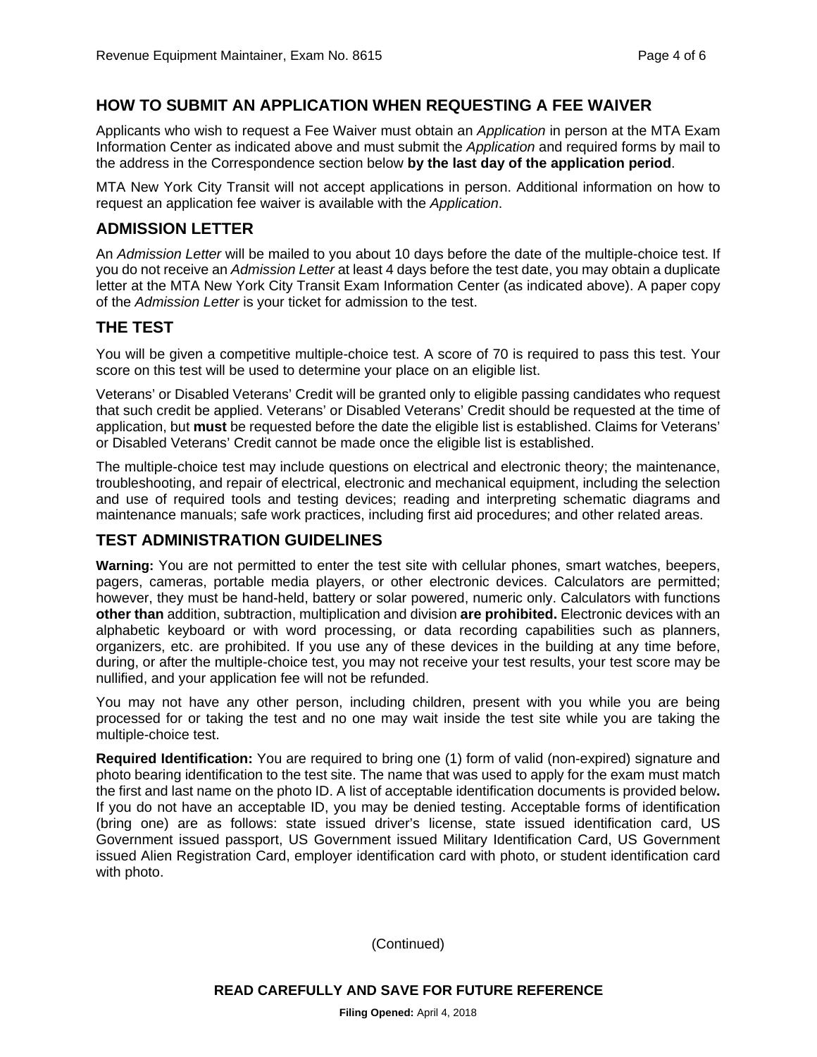## HOW TO SUBMIT AN APPLICATION WHEN REQUESTING A FEE WAIVER

Applicants who wish to request a Fee Waiver must obtain an *Application* in person at the MTA Exam Information Center as indicated above and must submit the *Application* and required forms by mail to the address in the Correspondence section below **by the last day of the application period**.

MTA New York City Transit will not accept applications in person. Additional information on how to request an application fee waiver is available with the *Application*.

## ADMISSION LETTER

An *Admission Letter* will be mailed to you about 10 days before the date of the multiple-choice test. If you do not receive an *Admission Letter* at least 4 days before the test date, you may obtain a duplicate letter at the MTA New York City Transit Exam Information Center (as indicated above). A paper copy of the *Admission Letter* is your ticket for admission to the test.

## THE TEST

You will be given a competitive multiple-choice test. A score of 70 is required to pass this test. Your score on this test will be used to determine your place on an eligible list.

Veterans' or Disabled Veterans' Credit will be granted only to eligible passing candidates who request that such credit be applied. Veterans' or Disabled Veterans' Credit should be requested at the time of application, but **must** be requested before the date the eligible list is established. Claims for Veterans' or Disabled Veterans' Credit cannot be made once the eligible list is established.

The multiple-choice test may include questions on electrical and electronic theory; the maintenance, troubleshooting, and repair of electrical, electronic and mechanical equipment, including the selection and use of required tools and testing devices; reading and interpreting schematic diagrams and maintenance manuals; safe work practices, including first aid procedures; and other related areas.

## TEST ADMINISTRATION GUIDELINES

**Warning:** You are not permitted to enter the test site with cellular phones, smart watches, beepers, pagers, cameras, portable media players, or other electronic devices. Calculators are permitted; however, they must be hand-held, battery or solar powered, numeric only. Calculators with functions **other than** addition, subtraction, multiplication and division **are prohibited.** Electronic devices with an alphabetic keyboard or with word processing, or data recording capabilities such as planners, organizers, etc. are prohibited. If you use any of these devices in the building at any time before, during, or after the multiple-choice test, you may not receive your test results, your test score may be nullified, and your application fee will not be refunded.

You may not have any other person, including children, present with you while you are being processed for or taking the test and no one may wait inside the test site while you are taking the multiple-choice test.

**Required Identification:** You are required to bring one (1) form of valid (non-expired) signature and photo bearing identification to the test site. The name that was used to apply for the exam must match the first and last name on the photo ID. A list of acceptable identification documents is provided below**.** If you do not have an acceptable ID, you may be denied testing. Acceptable forms of identification (bring one) are as follows: state issued driver's license, state issued identification card, US Government issued passport, US Government issued Military Identification Card, US Government issued Alien Registration Card, employer identification card with photo, or student identification card with photo.

(Continued)

**READ CAREFULLY AND SAVE FOR FUTURE REFERENCE**

**Filing Opened:** April 4, 2018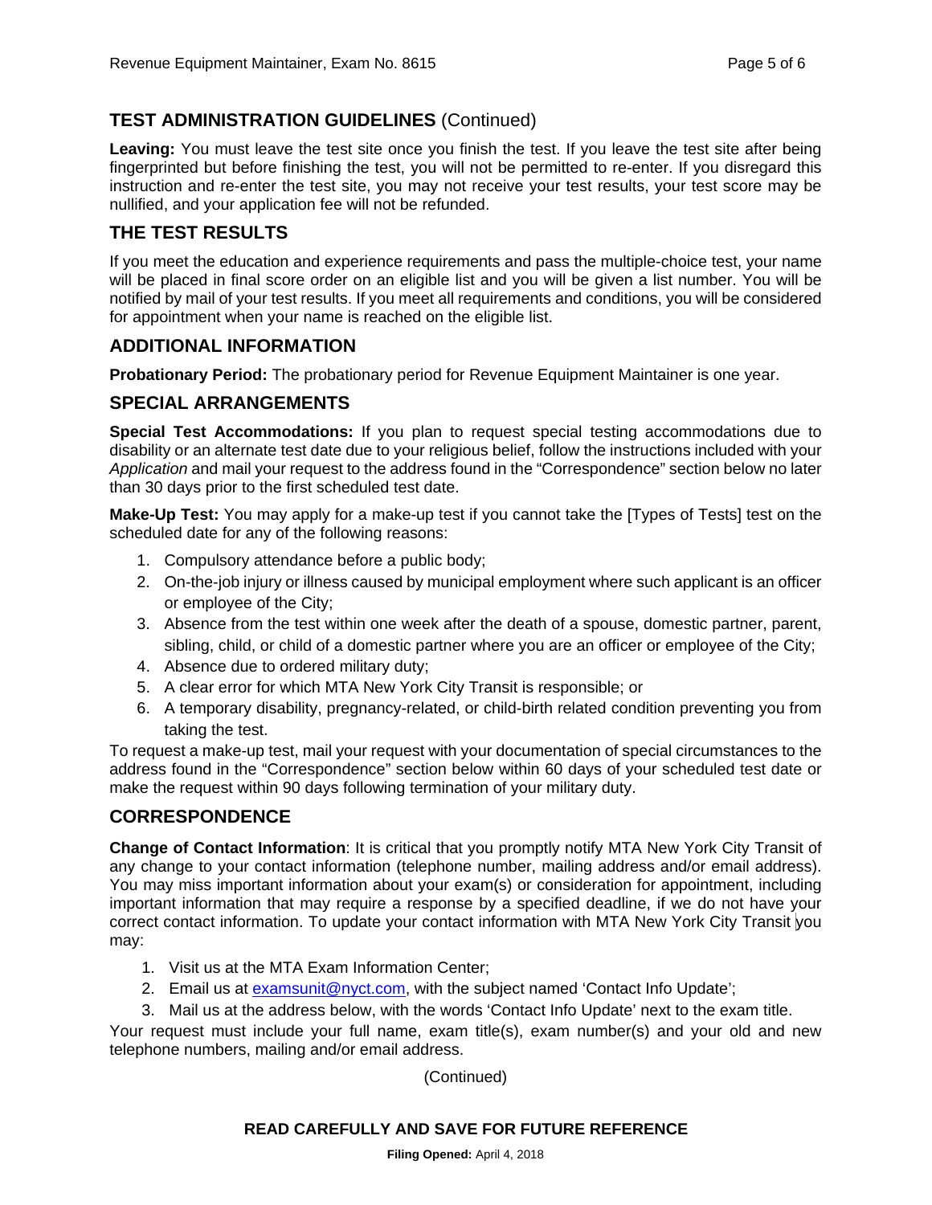## TEST ADMINISTRATION GUIDELINES (Continued)

**Leaving:** You must leave the test site once you finish the test. If you leave the test site after being fingerprinted but before finishing the test, you will not be permitted to re-enter. If you disregard this instruction and re-enter the test site, you may not receive your test results, your test score may be nullified, and your application fee will not be refunded.

## THE TEST RESULTS

If you meet the education and experience requirements and pass the multiple-choice test, your name will be placed in final score order on an eligible list and you will be given a list number. You will be notified by mail of your test results. If you meet all requirements and conditions, you will be considered for appointment when your name is reached on the eligible list.

## ADDITIONAL INFORMATION

**Probationary Period:** The probationary period for Revenue Equipment Maintainer is one year.

## SPECIAL ARRANGEMENTS

**Special Test Accommodations:** If you plan to request special testing accommodations due to disability or an alternate test date due to your religious belief, follow the instructions included with your *Application* and mail your request to the address found in the "Correspondence" section below no later than 30 days prior to the first scheduled test date.

**Make-Up Test:** You may apply for a make-up test if you cannot take the [Types of Tests] test on the scheduled date for any of the following reasons:

1. Compulsory attendance before a public body;
2. On-the-job injury or illness caused by municipal employment where such applicant is an officer or employee of the City;
3. Absence from the test within one week after the death of a spouse, domestic partner, parent, sibling, child, or child of a domestic partner where you are an officer or employee of the City;
4. Absence due to ordered military duty;
5. A clear error for which MTA New York City Transit is responsible; or
6. A temporary disability, pregnancy-related, or child-birth related condition preventing you from taking the test.

To request a make-up test, mail your request with your documentation of special circumstances to the address found in the "Correspondence" section below within 60 days of your scheduled test date or make the request within 90 days following termination of your military duty.

## CORRESPONDENCE

**Change of Contact Information**: It is critical that you promptly notify MTA New York City Transit of any change to your contact information (telephone number, mailing address and/or email address). You may miss important information about your exam(s) or consideration for appointment, including important information that may require a response by a specified deadline, if we do not have your correct contact information. To update your contact information with MTA New York City Transit you may:

1. Visit us at the MTA Exam Information Center;
2. Email us at examsunit@nyct.com, with the subject named 'Contact Info Update';
3. Mail us at the address below, with the words 'Contact Info Update' next to the exam title.

Your request must include your full name, exam title(s), exam number(s) and your old and new telephone numbers, mailing and/or email address.

(Continued)

**READ CAREFULLY AND SAVE FOR FUTURE REFERENCE**

**Filing Opened:** April 4, 2018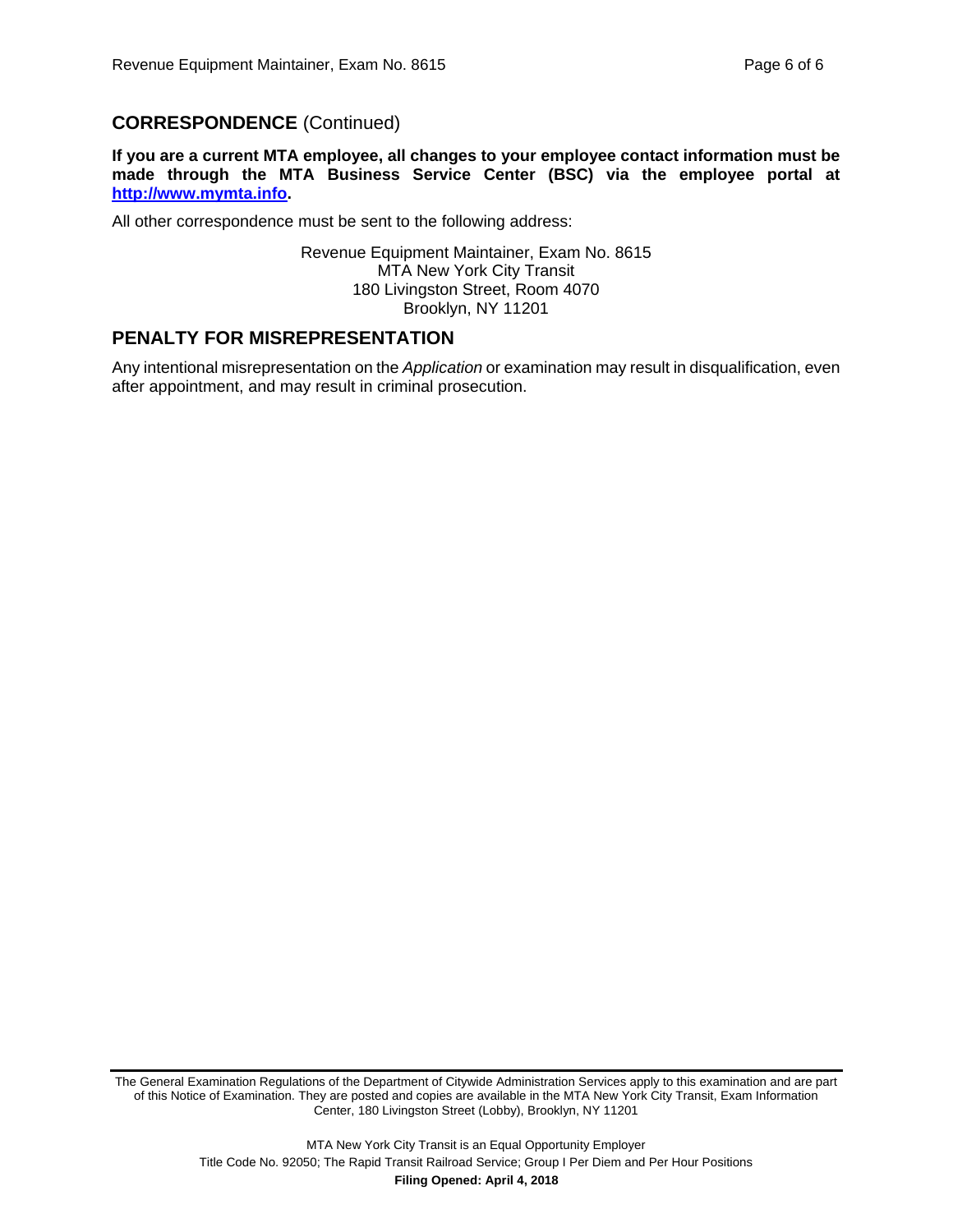## CORRESPONDENCE (Continued)

**If you are a current MTA employee, all changes to your employee contact information must be made through the MTA Business Service Center (BSC) via the employee portal at [http://www.mymta.info](http://www.mymta.info).**

All other correspondence must be sent to the following address:

Revenue Equipment Maintainer, Exam No. 8615
MTA New York City Transit
180 Livingston Street, Room 4070
Brooklyn, NY 11201

## PENALTY FOR MISREPRESENTATION

Any intentional misrepresentation on the *Application* or examination may result in disqualification, even after appointment, and may result in criminal prosecution.

The General Examination Regulations of the Department of Citywide Administration Services apply to this examination and are part of this Notice of Examination. They are posted and copies are available in the MTA New York City Transit, Exam Information Center, 180 Livingston Street (Lobby), Brooklyn, NY 11201

MTA New York City Transit is an Equal Opportunity Employer
Title Code No. 92050; The Rapid Transit Railroad Service; Group I Per Diem and Per Hour Positions
**Filing Opened: April 4, 2018**